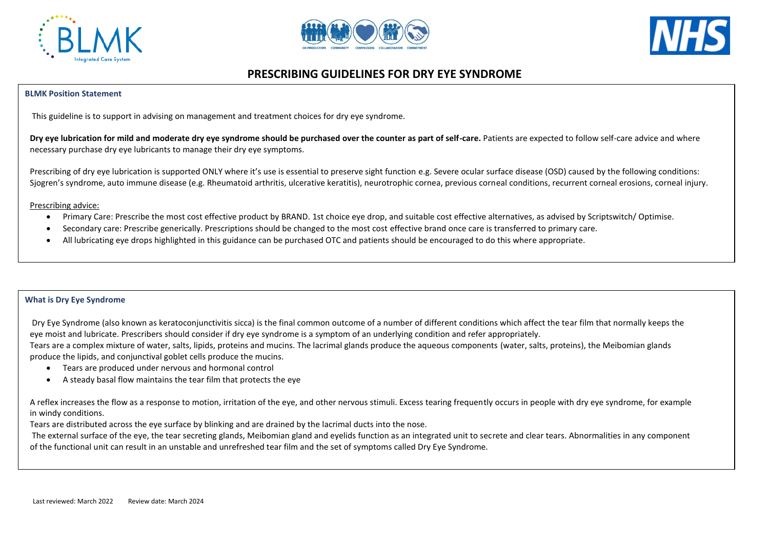# PRESCRIBING GUIDELINES FOR DRY EYE SYNDROME

## BLMK Position Statement

This guideline is to support in advising on management and treatment choices for dry eye syndrome.

**Dry eye lubrication for mild and moderate dry eye syndrome should be purchased over the counter as part of self-care.** Patients are expected to follow self-care advice and where necessary purchase dry eye lubricants to manage their dry eye symptoms.

Prescribing of dry eye lubrication is supported ONLY where it's use is essential to preserve sight function e.g. Severe ocular surface disease (OSD) caused by the following conditions: Sjogren's syndrome, auto immune disease (e.g. Rheumatoid arthritis, ulcerative keratitis), neurotrophic cornea, previous corneal conditions, recurrent corneal erosions, corneal injury.

Prescribing advice:

- Primary Care: Prescribe the most cost effective product by BRAND. 1st choice eye drop, and suitable cost effective alternatives, as advised by Scriptswitch/ Optimise.
- Secondary care: Prescribe generically. Prescriptions should be changed to the most cost effective brand once care is transferred to primary care.
- All lubricating eye drops highlighted in this guidance can be purchased OTC and patients should be encouraged to do this where appropriate.

## What is Dry Eye Syndrome

Dry Eye Syndrome (also known as keratoconjunctivitis sicca) is the final common outcome of a number of different conditions which affect the tear film that normally keeps the eye moist and lubricate. Prescribers should consider if dry eye syndrome is a symptom of an underlying condition and refer appropriately.

Tears are a complex mixture of water, salts, lipids, proteins and mucins. The lacrimal glands produce the aqueous components (water, salts, proteins), the Meibomian glands produce the lipids, and conjunctival goblet cells produce the mucins.

- Tears are produced under nervous and hormonal control
- A steady basal flow maintains the tear film that protects the eye

A reflex increases the flow as a response to motion, irritation of the eye, and other nervous stimuli. Excess tearing frequently occurs in people with dry eye syndrome, for example in windy conditions.

Tears are distributed across the eye surface by blinking and are drained by the lacrimal ducts into the nose.

The external surface of the eye, the tear secreting glands, Meibomian gland and eyelids function as an integrated unit to secrete and clear tears. Abnormalities in any component of the functional unit can result in an unstable and unrefreshed tear film and the set of symptoms called Dry Eye Syndrome.

Last reviewed: March 2022 Review date: March 2024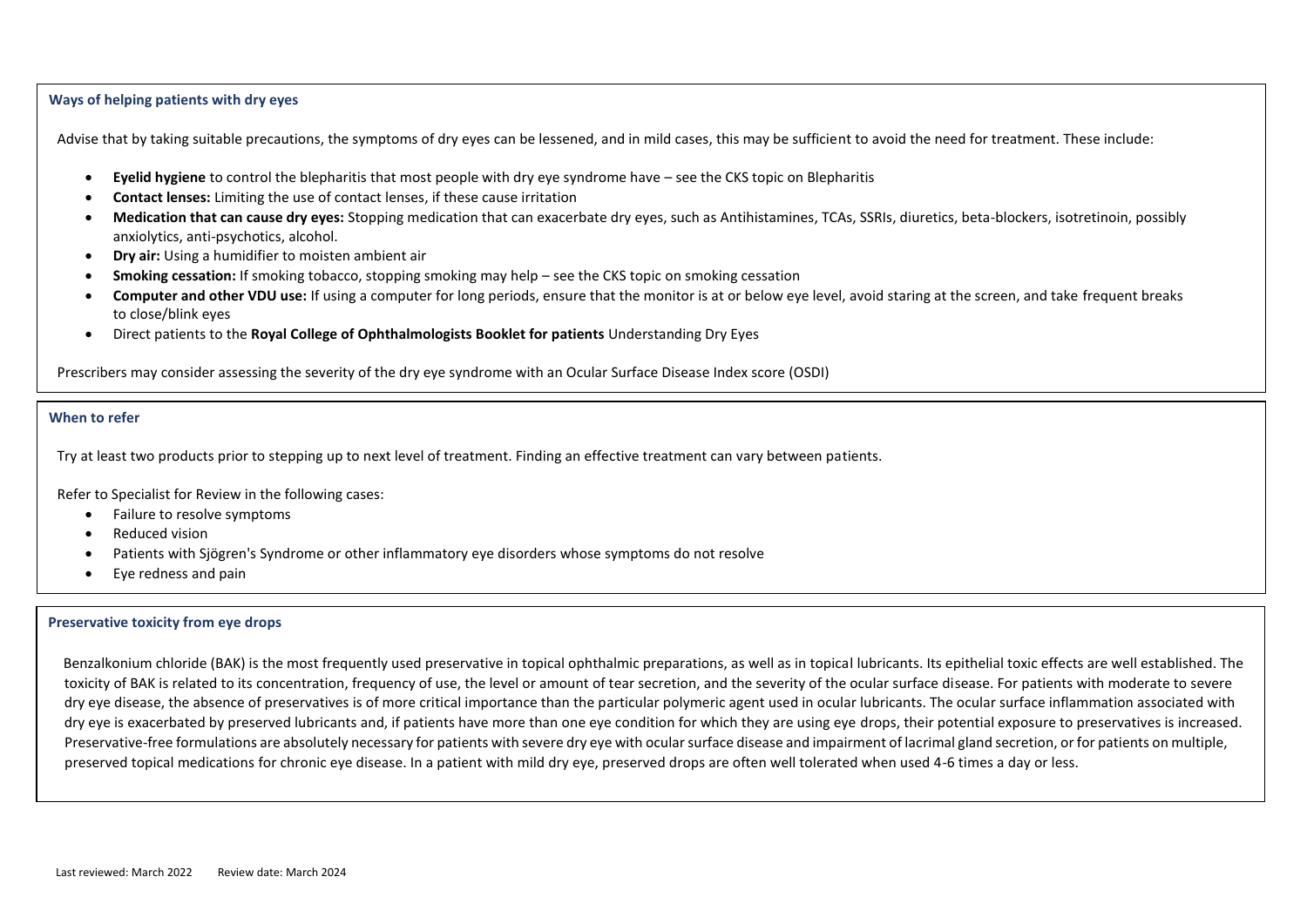### Ways of helping patients with dry eyes

Advise that by taking suitable precautions, the symptoms of dry eyes can be lessened, and in mild cases, this may be sufficient to avoid the need for treatment. These include:

- **Eyelid hygiene** to control the blepharitis that most people with dry eye syndrome have – see the CKS topic on Blepharitis
- **Contact lenses:** Limiting the use of contact lenses, if these cause irritation
- **Medication that can cause dry eyes:** Stopping medication that can exacerbate dry eyes, such as Antihistamines, TCAs, SSRIs, diuretics, beta-blockers, isotretinoin, possibly anxiolytics, anti-psychotics, alcohol.
- **Dry air:** Using a humidifier to moisten ambient air
- **Smoking cessation:** If smoking tobacco, stopping smoking may help – see the CKS topic on smoking cessation
- **Computer and other VDU use:** If using a computer for long periods, ensure that the monitor is at or below eye level, avoid staring at the screen, and take frequent breaks to close/blink eyes
- Direct patients to the **Royal College of Ophthalmologists Booklet for patients** Understanding Dry Eyes

Prescribers may consider assessing the severity of the dry eye syndrome with an Ocular Surface Disease Index score (OSDI)

### When to refer

Try at least two products prior to stepping up to next level of treatment. Finding an effective treatment can vary between patients.

Refer to Specialist for Review in the following cases:

- Failure to resolve symptoms
- Reduced vision
- Patients with Sjögren's Syndrome or other inflammatory eye disorders whose symptoms do not resolve
- Eye redness and pain

### Preservative toxicity from eye drops

Benzalkonium chloride (BAK) is the most frequently used preservative in topical ophthalmic preparations, as well as in topical lubricants. Its epithelial toxic effects are well established. The toxicity of BAK is related to its concentration, frequency of use, the level or amount of tear secretion, and the severity of the ocular surface disease. For patients with moderate to severe dry eye disease, the absence of preservatives is of more critical importance than the particular polymeric agent used in ocular lubricants. The ocular surface inflammation associated with dry eye is exacerbated by preserved lubricants and, if patients have more than one eye condition for which they are using eye drops, their potential exposure to preservatives is increased. Preservative-free formulations are absolutely necessary for patients with severe dry eye with ocular surface disease and impairment of lacrimal gland secretion, or for patients on multiple, preserved topical medications for chronic eye disease. In a patient with mild dry eye, preserved drops are often well tolerated when used 4-6 times a day or less.

Last reviewed: March 2022 Review date: March 2024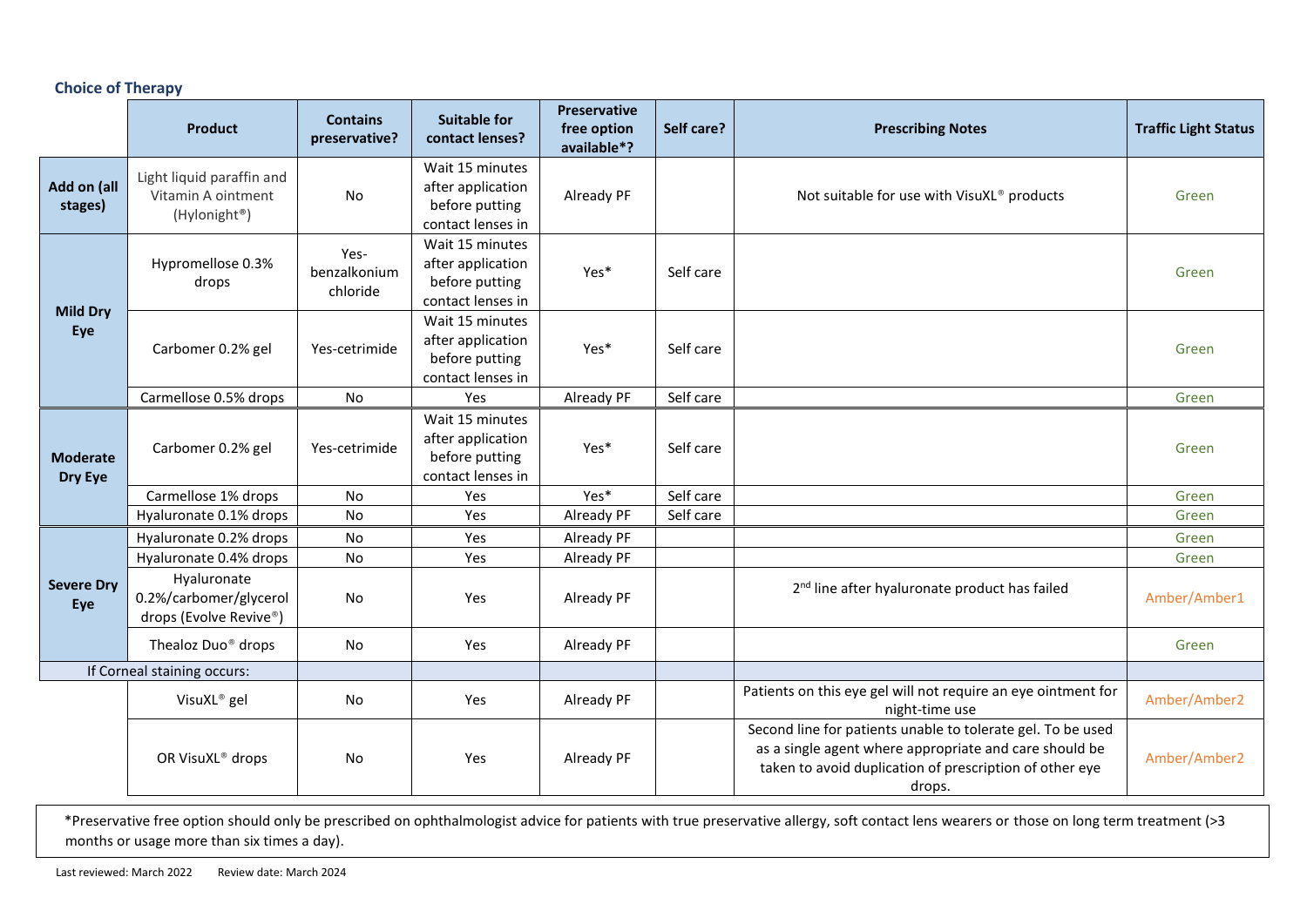### Choice of Therapy

| | Product | Contains preservative? | Suitable for contact lenses? | Preservative free option available*? | Self care? | Prescribing Notes | Traffic Light Status |
|---|---|---|---|---|---|---|---|
| Add on (all stages) | Light liquid paraffin and Vitamin A ointment (Hylonight®) | No | Wait 15 minutes after application before putting contact lenses in | Already PF | | Not suitable for use with VisuXL® products | Green |
| Mild Dry Eye | Hypromellose 0.3% drops | Yes- benzalkonium chloride | Wait 15 minutes after application before putting contact lenses in | Yes* | Self care | | Green |
| | Carbomer 0.2% gel | Yes-cetrimide | Wait 15 minutes after application before putting contact lenses in | Yes* | Self care | | Green |
| | Carmellose 0.5% drops | No | Yes | Already PF | Self care | | Green |
| Moderate Dry Eye | Carbomer 0.2% gel | Yes-cetrimide | Wait 15 minutes after application before putting contact lenses in | Yes* | Self care | | Green |
| | Carmellose 1% drops | No | Yes | Yes* | Self care | | Green |
| | Hyaluronate 0.1% drops | No | Yes | Already PF | Self care | | Green |
| Severe Dry Eye | Hyaluronate 0.2% drops | No | Yes | Already PF | | | Green |
| | Hyaluronate 0.4% drops | No | Yes | Already PF | | | Green |
| | Hyaluronate 0.2%/carbomer/glycerol drops (Evolve Revive®) | No | Yes | Already PF | | 2nd line after hyaluronate product has failed | Amber/Amber1 |
| | Thealoz Duo® drops | No | Yes | Already PF | | | Green |
| If Corneal staining occurs: | | | | | | | |
| | VisuXL® gel | No | Yes | Already PF | | Patients on this eye gel will not require an eye ointment for night-time use | Amber/Amber2 |
| | OR VisuXL® drops | No | Yes | Already PF | | Second line for patients unable to tolerate gel. To be used as a single agent where appropriate and care should be taken to avoid duplication of prescription of other eye drops. | Amber/Amber2 |

*Preservative free option should only be prescribed on ophthalmologist advice for patients with true preservative allergy, soft contact lens wearers or those on long term treatment (>3 months or usage more than six times a day).

Last reviewed: March 2022 Review date: March 2024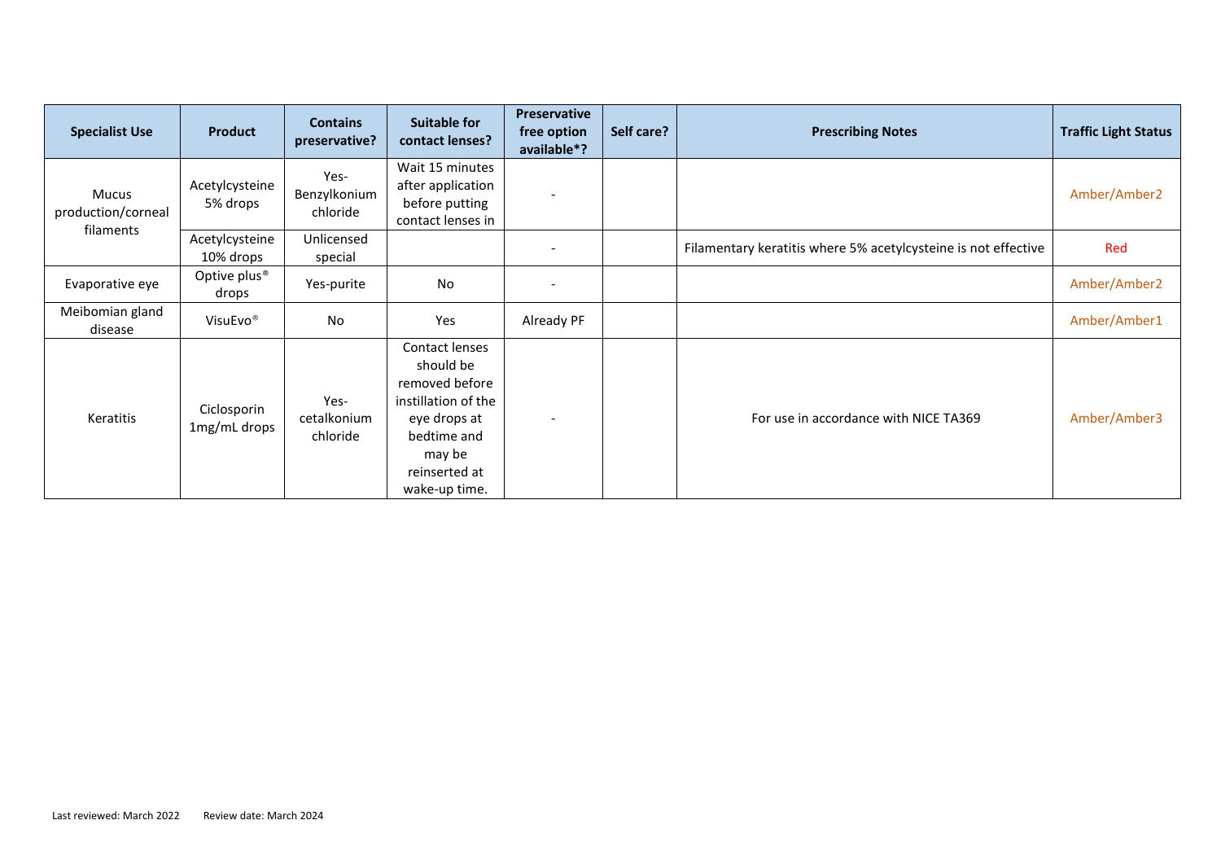| Specialist Use | Product | Contains preservative? | Suitable for contact lenses? | Preservative free option available*? | Self care? | Prescribing Notes | Traffic Light Status |
|---|---|---|---|---|---|---|---|
| Mucus production/corneal filaments | Acetylcysteine 5% drops | Yes- Benzylkonium chloride | Wait 15 minutes after application before putting contact lenses in | - | | | Amber/Amber2 |
| | Acetylcysteine 10% drops | Unlicensed special | | - | | Filamentary keratitis where 5% acetylcysteine is not effective | Red |
| Evaporative eye | Optive plus® drops | Yes-purite | No | - | | | Amber/Amber2 |
| Meibomian gland disease | VisuEvo® | No | Yes | Already PF | | | Amber/Amber1 |
| Keratitis | Ciclosporin 1mg/mL drops | Yes- cetalkonium chloride | Contact lenses should be removed before instillation of the eye drops at bedtime and may be reinserted at wake-up time. | - | | For use in accordance with NICE TA369 | Amber/Amber3 |

Last reviewed: March 2022 Review date: March 2024